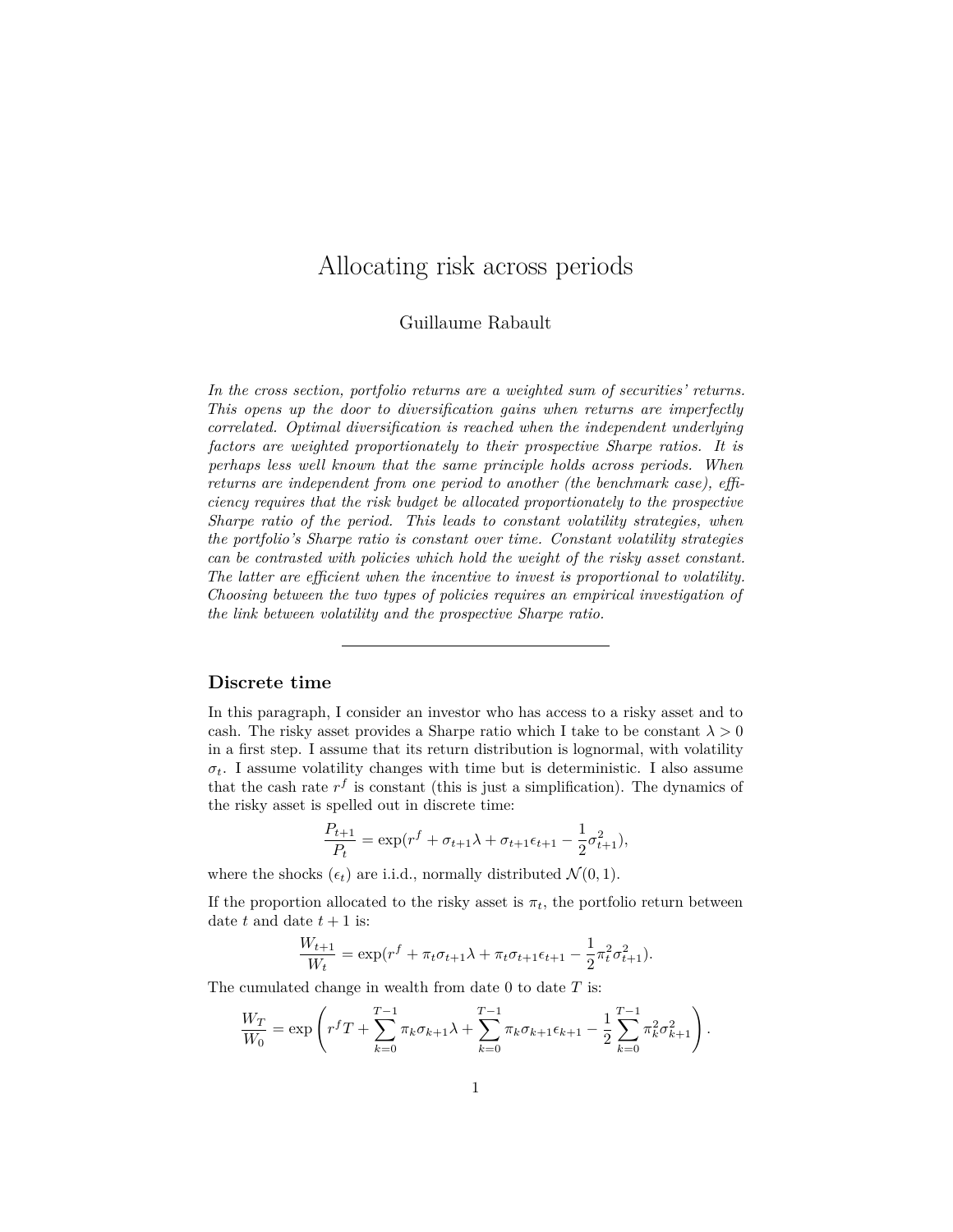# Allocating risk across periods

Guillaume Rabault

*In the cross section, portfolio returns are a weighted sum of securities' returns. This opens up the door to diversification gains when returns are imperfectly correlated. Optimal diversification is reached when the independent underlying factors are weighted proportionately to their prospective Sharpe ratios. It is perhaps less well known that the same principle holds across periods. When returns are independent from one period to another (the benchmark case), efficiency requires that the risk budget be allocated proportionately to the prospective Sharpe ratio of the period. This leads to constant volatility strategies, when the portfolio's Sharpe ratio is constant over time. Constant volatility strategies can be contrasted with policies which hold the weight of the risky asset constant. The latter are efficient when the incentive to invest is proportional to volatility. Choosing between the two types of policies requires an empirical investigation of the link between volatility and the prospective Sharpe ratio.*

---

## Discrete time

In this paragraph, I consider an investor who has access to a risky asset and to cash. The risky asset provides a Sharpe ratio which I take to be constant $\lambda > 0$ in a first step. I assume that its return distribution is lognormal, with volatility $\sigma_t$. I assume volatility changes with time but is deterministic. I also assume that the cash rate $r^f$ is constant (this is just a simplification). The dynamics of the risky asset is spelled out in discrete time:

$$\frac{P_{t+1}}{P_t} = \exp(r^f + \sigma_{t+1}\lambda + \sigma_{t+1}\epsilon_{t+1} - \frac{1}{2}\sigma_{t+1}^2),$$

where the shocks $(\epsilon_t)$ are i.i.d., normally distributed $\mathcal{N}(0, 1)$.

If the proportion allocated to the risky asset is $\pi_t$, the portfolio return between date $t$ and date $t+1$ is:

$$\frac{W_{t+1}}{W_t} = \exp(r^f + \pi_t\sigma_{t+1}\lambda + \pi_t\sigma_{t+1}\epsilon_{t+1} - \frac{1}{2}\pi_t^2\sigma_{t+1}^2).$$

The cumulated change in wealth from date 0 to date $T$ is:

$$\frac{W_T}{W_0} = \exp\left(r^f T + \sum_{k=0}^{T-1}\pi_k\sigma_{k+1}\lambda + \sum_{k=0}^{T-1}\pi_k\sigma_{k+1}\epsilon_{k+1} - \frac{1}{2}\sum_{k=0}^{T-1}\pi_k^2\sigma_{k+1}^2\right).$$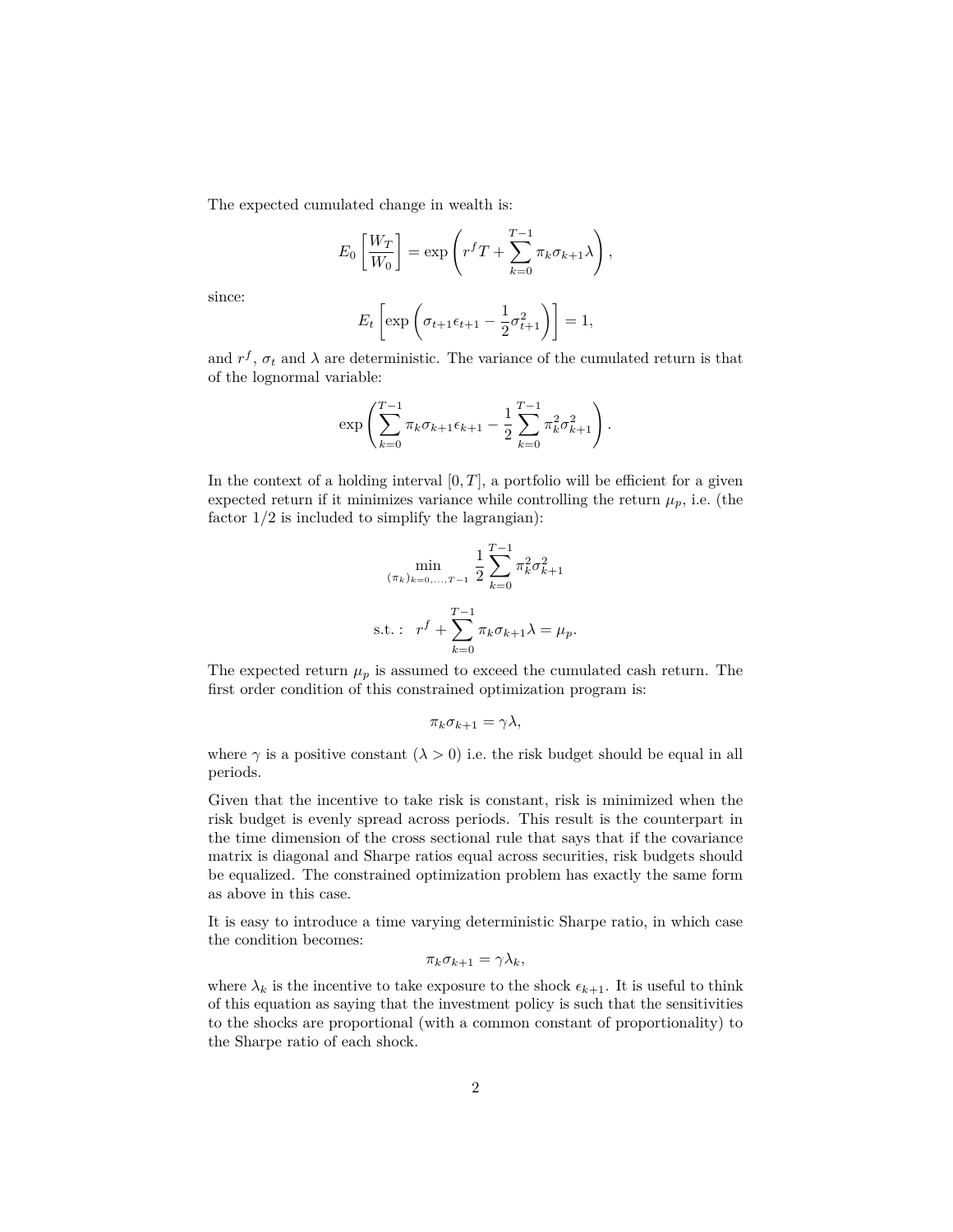The expected cumulated change in wealth is:

$$E_0\left[\frac{W_T}{W_0}\right] = \exp\left(r^f T + \sum_{k=0}^{T-1} \pi_k \sigma_{k+1} \lambda\right),$$

since:

$$E_t\left[\exp\left(\sigma_{t+1}\epsilon_{t+1} - \frac{1}{2}\sigma_{t+1}^2\right)\right] = 1,$$

and $r^f$, $\sigma_t$ and $\lambda$ are deterministic. The variance of the cumulated return is that of the lognormal variable:

$$\exp\left(\sum_{k=0}^{T-1} \pi_k \sigma_{k+1} \epsilon_{k+1} - \frac{1}{2}\sum_{k=0}^{T-1} \pi_k^2 \sigma_{k+1}^2\right).$$

In the context of a holding interval $[0, T]$, a portfolio will be efficient for a given expected return if it minimizes variance while controlling the return $\mu_p$, i.e. (the factor 1/2 is included to simplify the lagrangian):

$$\min_{(\pi_k)_{k=0,\ldots,T-1}} \frac{1}{2}\sum_{k=0}^{T-1} \pi_k^2 \sigma_{k+1}^2$$

$$\text{s.t.}: \quad r^f + \sum_{k=0}^{T-1} \pi_k \sigma_{k+1} \lambda = \mu_p.$$

The expected return $\mu_p$ is assumed to exceed the cumulated cash return. The first order condition of this constrained optimization program is:

$$\pi_k \sigma_{k+1} = \gamma \lambda,$$

where $\gamma$ is a positive constant ($\lambda > 0$) i.e. the risk budget should be equal in all periods.

Given that the incentive to take risk is constant, risk is minimized when the risk budget is evenly spread across periods. This result is the counterpart in the time dimension of the cross sectional rule that says that if the covariance matrix is diagonal and Sharpe ratios equal across securities, risk budgets should be equalized. The constrained optimization problem has exactly the same form as above in this case.

It is easy to introduce a time varying deterministic Sharpe ratio, in which case the condition becomes:

$$\pi_k \sigma_{k+1} = \gamma \lambda_k,$$

where $\lambda_k$ is the incentive to take exposure to the shock $\epsilon_{k+1}$. It is useful to think of this equation as saying that the investment policy is such that the sensitivities to the shocks are proportional (with a common constant of proportionality) to the Sharpe ratio of each shock.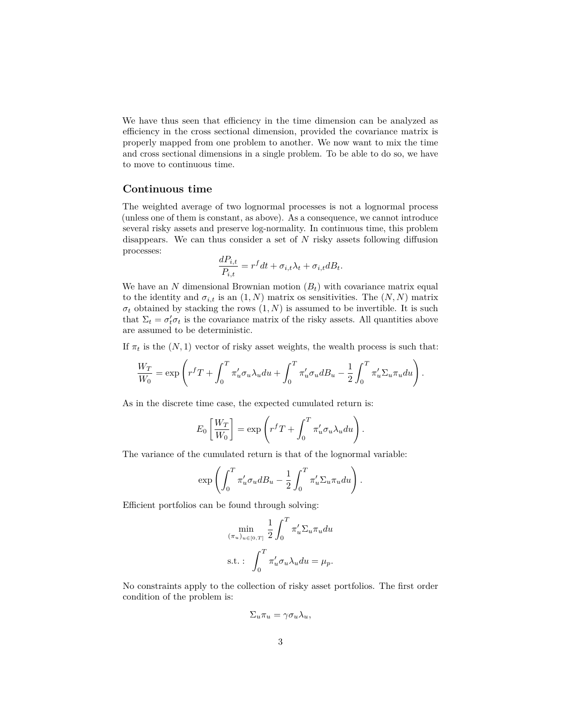We have thus seen that efficiency in the time dimension can be analyzed as efficiency in the cross sectional dimension, provided the covariance matrix is properly mapped from one problem to another. We now want to mix the time and cross sectional dimensions in a single problem. To be able to do so, we have to move to continuous time.

## Continuous time

The weighted average of two lognormal processes is not a lognormal process (unless one of them is constant, as above). As a consequence, we cannot introduce several risky assets and preserve log-normality. In continuous time, this problem disappears. We can thus consider a set of $N$ risky assets following diffusion processes:

$$\frac{dP_{i,t}}{P_{i,t}} = r^f dt + \sigma_{i,t}\lambda_t + \sigma_{i,t} dB_t.$$

We have an $N$ dimensional Brownian motion $(B_t)$ with covariance matrix equal to the identity and $\sigma_{i,t}$ is an $(1, N)$ matrix os sensitivities. The $(N, N)$ matrix $\sigma_t$ obtained by stacking the rows $(1, N)$ is assumed to be invertible. It is such that $\Sigma_t = \sigma_t' \sigma_t$ is the covariance matrix of the risky assets. All quantities above are assumed to be deterministic.

If $\pi_t$ is the $(N, 1)$ vector of risky asset weights, the wealth process is such that:

$$\frac{W_T}{W_0} = \exp\left( r^f T + \int_0^T \pi_u' \sigma_u \lambda_u du + \int_0^T \pi_u' \sigma_u dB_u - \frac{1}{2} \int_0^T \pi_u' \Sigma_u \pi_u du \right).$$

As in the discrete time case, the expected cumulated return is:

$$E_0 \left[ \frac{W_T}{W_0} \right] = \exp\left( r^f T + \int_0^T \pi_u' \sigma_u \lambda_u du \right).$$

The variance of the cumulated return is that of the lognormal variable:

$$\exp\left( \int_0^T \pi_u' \sigma_u dB_u - \frac{1}{2} \int_0^T \pi_u' \Sigma_u \pi_u du \right).$$

Efficient portfolios can be found through solving:

$$\min_{(\pi_u)_{u\in[0,T]}} \frac{1}{2} \int_0^T \pi_u' \Sigma_u \pi_u du$$

$$\text{s.t.}: \quad \int_0^T \pi_u' \sigma_u \lambda_u du = \mu_p.$$

No constraints apply to the collection of risky asset portfolios. The first order condition of the problem is:

$$\Sigma_u \pi_u = \gamma \sigma_u \lambda_u,$$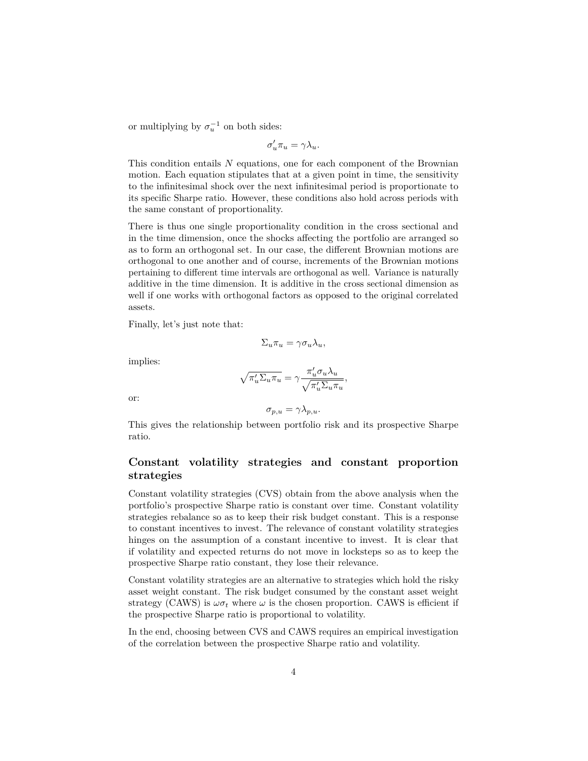or multiplying by $\sigma_u^{-1}$ on both sides:

$$\sigma_u' \pi_u = \gamma \lambda_u.$$

This condition entails $N$ equations, one for each component of the Brownian motion. Each equation stipulates that at a given point in time, the sensitivity to the infinitesimal shock over the next infinitesimal period is proportionate to its specific Sharpe ratio. However, these conditions also hold across periods with the same constant of proportionality.

There is thus one single proportionality condition in the cross sectional and in the time dimension, once the shocks affecting the portfolio are arranged so as to form an orthogonal set. In our case, the different Brownian motions are orthogonal to one another and of course, increments of the Brownian motions pertaining to different time intervals are orthogonal as well. Variance is naturally additive in the time dimension. It is additive in the cross sectional dimension as well if one works with orthogonal factors as opposed to the original correlated assets.

Finally, let's just note that:

$$\Sigma_u \pi_u = \gamma \sigma_u \lambda_u,$$

implies:

$$\sqrt{\pi_u' \Sigma_u \pi_u} = \gamma \frac{\pi_u' \sigma_u \lambda_u}{\sqrt{\pi_u' \Sigma_u \pi_u}},$$

or:

$$\sigma_{p,u} = \gamma \lambda_{p,u}.$$

This gives the relationship between portfolio risk and its prospective Sharpe ratio.

## Constant volatility strategies and constant proportion strategies

Constant volatility strategies (CVS) obtain from the above analysis when the portfolio's prospective Sharpe ratio is constant over time. Constant volatility strategies rebalance so as to keep their risk budget constant. This is a response to constant incentives to invest. The relevance of constant volatility strategies hinges on the assumption of a constant incentive to invest. It is clear that if volatility and expected returns do not move in locksteps so as to keep the prospective Sharpe ratio constant, they lose their relevance.

Constant volatility strategies are an alternative to strategies which hold the risky asset weight constant. The risk budget consumed by the constant asset weight strategy (CAWS) is $\omega \sigma_t$ where $\omega$ is the chosen proportion. CAWS is efficient if the prospective Sharpe ratio is proportional to volatility.

In the end, choosing between CVS and CAWS requires an empirical investigation of the correlation between the prospective Sharpe ratio and volatility.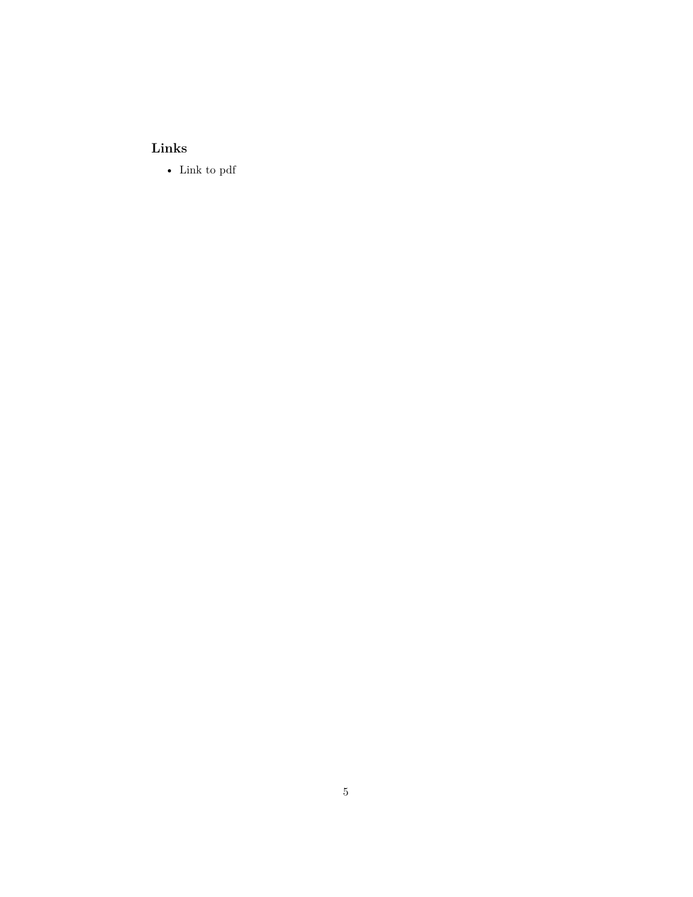## Links

- Link to pdf